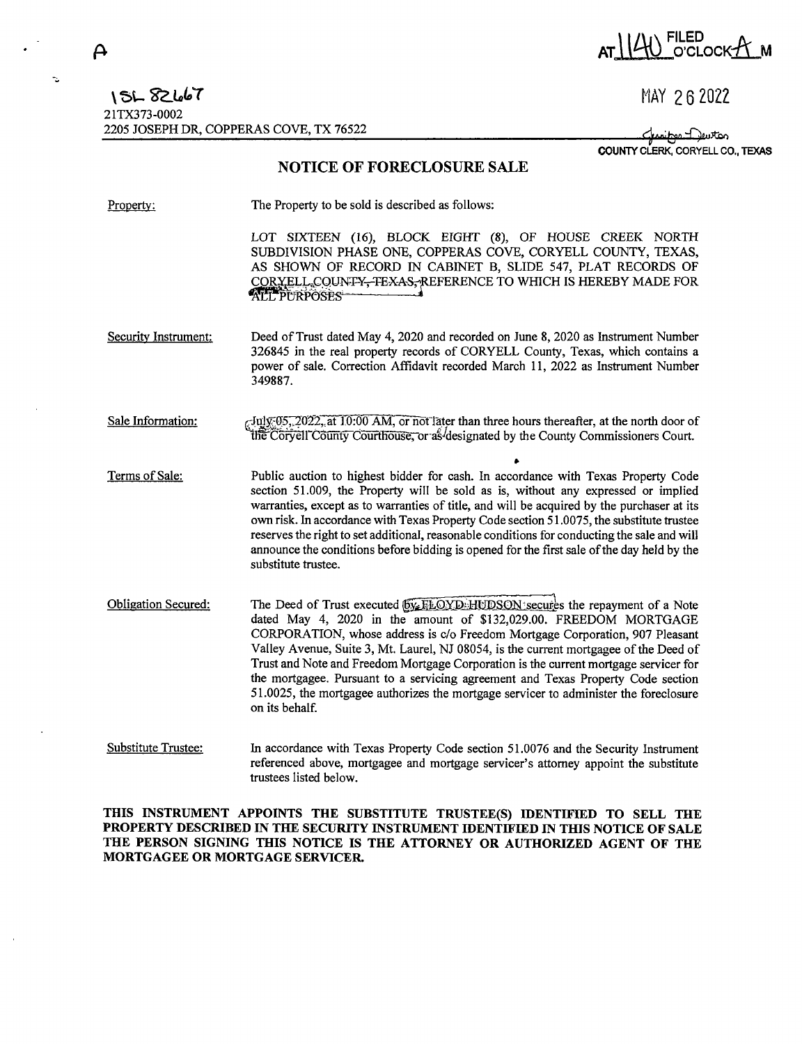A

FILED AT 1140 O'CLOCK A M

15L 82667

21TX373-0002

2205 JOSEPH DR, COPPERAS COVE, TX 76522

MAY 26 2022

Jennifer Denton

COUNTY CLERK, CORYELL CO., TEXAS

## NOTICE OF FORECLOSURE SALE

Property: The Property to be sold is described as follows:

LOT SIXTEEN (16), BLOCK EIGHT (8), OF HOUSE CREEK NORTH SUBDIVISION PHASE ONE, COPPERAS COVE, CORYELL COUNTY, TEXAS, AS SHOWN OF RECORD IN CABINET B, SLIDE 547, PLAT RECORDS OF CORYELL COUNTY, TEXAS, REFERENCE TO WHICH IS HEREBY MADE FOR ALL PURPOSES

Security Instrument: Deed of Trust dated May 4, 2020 and recorded on June 8, 2020 as Instrument Number 326845 in the real property records of CORYELL County, Texas, which contains a power of sale. Correction Affidavit recorded March 11, 2022 as Instrument Number 349887.

Sale Information: July 05, 2022, at 10:00 AM, or not later than three hours thereafter, at the north door of the Coryell County Courthouse, or as designated by the County Commissioners Court.

Terms of Sale: Public auction to highest bidder for cash. In accordance with Texas Property Code section 51.009, the Property will be sold as is, without any expressed or implied warranties, except as to warranties of title, and will be acquired by the purchaser at its own risk. In accordance with Texas Property Code section 51.0075, the substitute trustee reserves the right to set additional, reasonable conditions for conducting the sale and will announce the conditions before bidding is opened for the first sale of the day held by the substitute trustee.

Obligation Secured: The Deed of Trust executed by FLOYD HUDSON secures the repayment of a Note dated May 4, 2020 in the amount of $132,029.00. FREEDOM MORTGAGE CORPORATION, whose address is c/o Freedom Mortgage Corporation, 907 Pleasant Valley Avenue, Suite 3, Mt. Laurel, NJ 08054, is the current mortgagee of the Deed of Trust and Note and Freedom Mortgage Corporation is the current mortgage servicer for the mortgagee. Pursuant to a servicing agreement and Texas Property Code section 51.0025, the mortgagee authorizes the mortgage servicer to administer the foreclosure on its behalf.

Substitute Trustee: In accordance with Texas Property Code section 51.0076 and the Security Instrument referenced above, mortgagee and mortgage servicer's attorney appoint the substitute trustees listed below.

**THIS INSTRUMENT APPOINTS THE SUBSTITUTE TRUSTEE(S) IDENTIFIED TO SELL THE PROPERTY DESCRIBED IN THE SECURITY INSTRUMENT IDENTIFIED IN THIS NOTICE OF SALE THE PERSON SIGNING THIS NOTICE IS THE ATTORNEY OR AUTHORIZED AGENT OF THE MORTGAGEE OR MORTGAGE SERVICER.**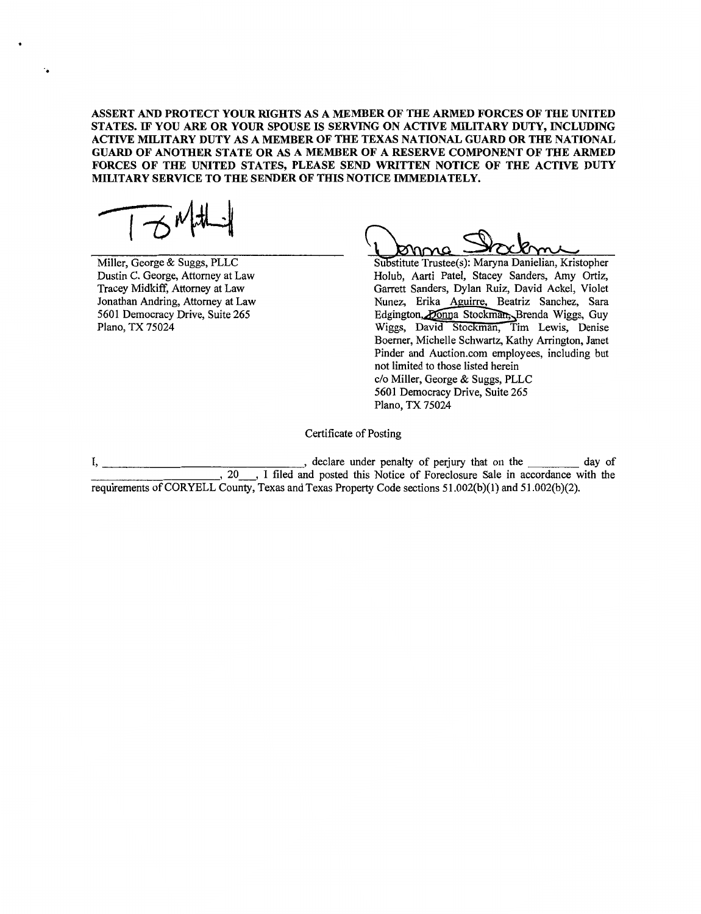**ASSERT AND PROTECT YOUR RIGHTS AS A MEMBER OF THE ARMED FORCES OF THE UNITED STATES. IF YOU ARE OR YOUR SPOUSE IS SERVING ON ACTIVE MILITARY DUTY, INCLUDING ACTIVE MILITARY DUTY AS A MEMBER OF THE TEXAS NATIONAL GUARD OR THE NATIONAL GUARD OF ANOTHER STATE OR AS A MEMBER OF A RESERVE COMPONENT OF THE ARMED FORCES OF THE UNITED STATES, PLEASE SEND WRITTEN NOTICE OF THE ACTIVE DUTY MILITARY SERVICE TO THE SENDER OF THIS NOTICE IMMEDIATELY.**

Miller, George & Suggs, PLLC
Dustin C. George, Attorney at Law
Tracey Midkiff, Attorney at Law
Jonathan Andring, Attorney at Law
5601 Democracy Drive, Suite 265
Plano, TX 75024

Substitute Trustee(s): Maryna Danielian, Kristopher Holub, Aarti Patel, Stacey Sanders, Amy Ortiz, Garrett Sanders, Dylan Ruiz, David Ackel, Violet Nunez, Erika Aguirre, Beatriz Sanchez, Sara Edgington, Donna Stockman, Brenda Wiggs, Guy Wiggs, David Stockman, Tim Lewis, Denise Boerner, Michelle Schwartz, Kathy Arrington, Janet Pinder and Auction.com employees, including but not limited to those listed herein
c/o Miller, George & Suggs, PLLC
5601 Democracy Drive, Suite 265
Plano, TX 75024

Certificate of Posting

I, ______________________________, declare under penalty of perjury that on the ________ day of ____________________, 20___, I filed and posted this Notice of Foreclosure Sale in accordance with the requirements of CORYELL County, Texas and Texas Property Code sections 51.002(b)(1) and 51.002(b)(2).